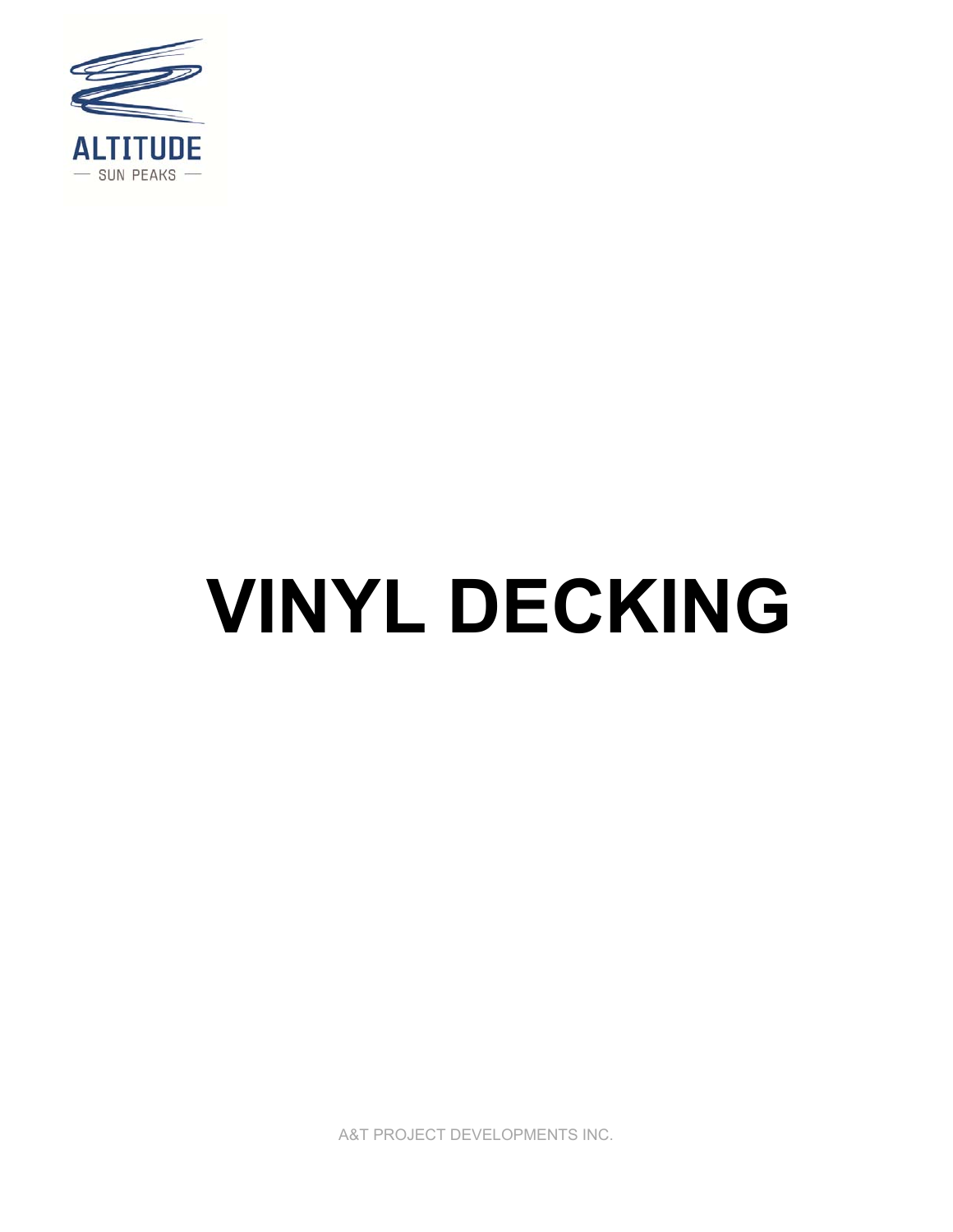ALTITUDE

— SUN PEAKS —

# VINYL DECKING

A&T PROJECT DEVELOPMENTS INC.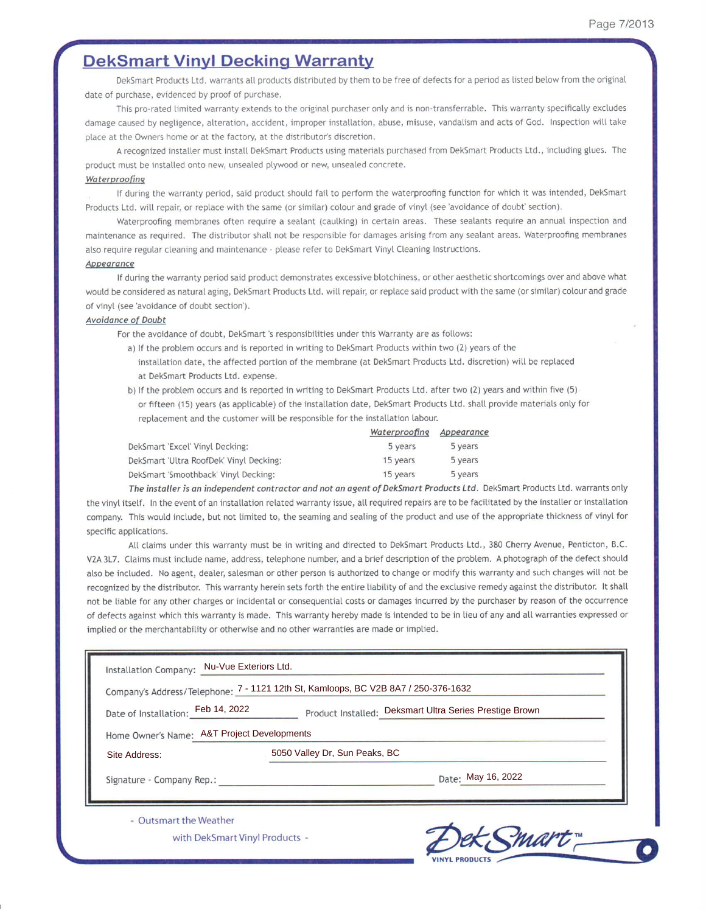# DekSmart Vinyl Decking Warranty

DekSmart Products Ltd. warrants all products distributed by them to be free of defects for a period as listed below from the original date of purchase, evidenced by proof of purchase.

This pro-rated limited warranty extends to the original purchaser only and is non-transferrable. This warranty specifically excludes damage caused by negligence, alteration, accident, improper installation, abuse, misuse, vandalism and acts of God. Inspection will take place at the Owners home or at the factory, at the distributor's discretion.

A recognized installer must install DekSmart Products using materials purchased from DekSmart Products Ltd., including glues. The product must be installed onto new, unsealed plywood or new, unsealed concrete.

### Waterproofing

If during the warranty period, said product should fail to perform the waterproofing function for which it was intended, DekSmart Products Ltd. will repair, or replace with the same (or similar) colour and grade of vinyl (see 'avoidance of doubt' section).

Waterproofing membranes often require a sealant (caulking) in certain areas. These sealants require an annual inspection and maintenance as required. The distributor shall not be responsible for damages arising from any sealant areas. Waterproofing membranes also require regular cleaning and maintenance - please refer to DekSmart Vinyl Cleaning Instructions.

### Appearance

If during the warranty period said product demonstrates excessive blotchiness, or other aesthetic shortcomings over and above what would be considered as natural aging, DekSmart Products Ltd. will repair, or replace said product with the same (or similar) colour and grade of vinyl (see 'avoidance of doubt section').

### Avoidance of Doubt

For the avoidance of doubt, DekSmart 's responsibilities under this Warranty are as follows:

a) If the problem occurs and is reported in writing to DekSmart Products within two (2) years of the installation date, the affected portion of the membrane (at DekSmart Products Ltd. discretion) will be replaced at DekSmart Products Ltd. expense.

b) If the problem occurs and is reported in writing to DekSmart Products Ltd. after two (2) years and within five (5) or fifteen (15) years (as applicable) of the installation date, DekSmart Products Ltd. shall provide materials only for replacement and the customer will be responsible for the installation labour.

| | Waterproofing | Appearance |
|---|---|---|
| DekSmart 'Excel' Vinyl Decking: | 5 years | 5 years |
| DekSmart 'Ultra RoofDek' Vinyl Decking: | 15 years | 5 years |
| DekSmart 'Smoothback' Vinyl Decking: | 15 years | 5 years |

***The installer is an independent contractor and not an agent of DekSmart Products Ltd.*** DekSmart Products Ltd. warrants only the vinyl itself. In the event of an installation related warranty issue, all required repairs are to be facilitated by the installer or installation company. This would include, but not limited to, the seaming and sealing of the product and use of the appropriate thickness of vinyl for specific applications.

All claims under this warranty must be in writing and directed to DekSmart Products Ltd., 380 Cherry Avenue, Penticton, B.C. V2A 3L7. Claims must include name, address, telephone number, and a brief description of the problem. A photograph of the defect should also be included. No agent, dealer, salesman or other person is authorized to change or modify this warranty and such changes will not be recognized by the distributor. This warranty herein sets forth the entire liability of and the exclusive remedy against the distributor. It shall not be liable for any other charges or incidental or consequential costs or damages incurred by the purchaser by reason of the occurrence of defects against which this warranty is made. This warranty hereby made is intended to be in lieu of any and all warranties expressed or implied or the merchantability or otherwise and no other warranties are made or implied.

Installation Company: Nu-Vue Exteriors Ltd.

Company's Address/Telephone: 7 - 1121 12th St, Kamloops, BC V2B 8A7 / 250-376-1632

Date of Installation: Feb 14, 2022 Product Installed: Deksmart Ultra Series Prestige Brown

Home Owner's Name: A&T Project Developments

Site Address: 5050 Valley Dr, Sun Peaks, BC

Signature - Company Rep.: ______________________ Date: May 16, 2022

- Outsmart the Weather with DekSmart Vinyl Products -

DekSmart™ VINYL PRODUCTS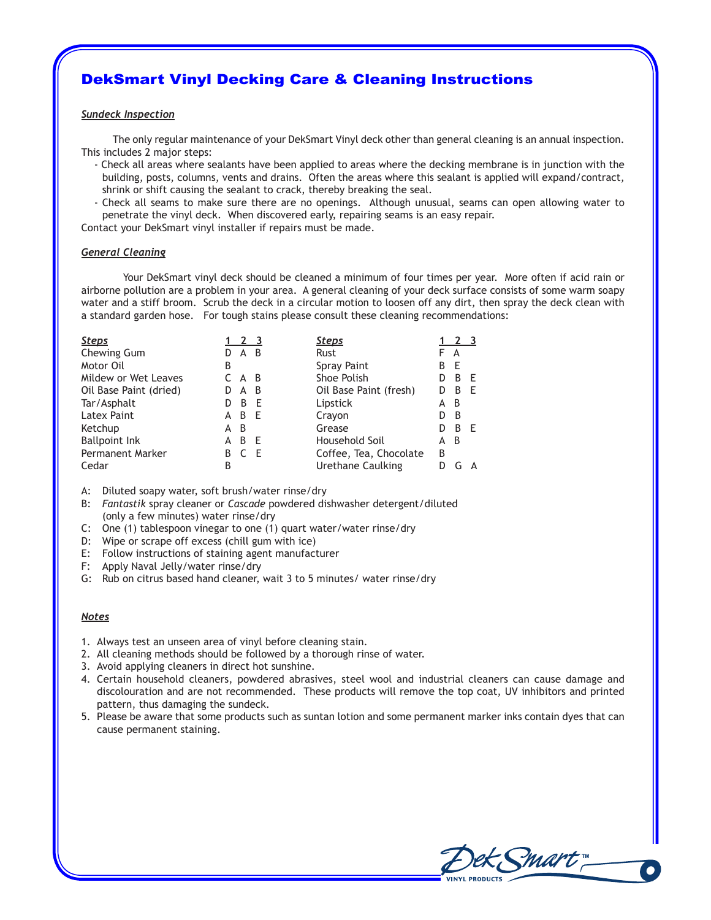## DekSmart Vinyl Decking Care & Cleaning Instructions

*Sundeck Inspection*

The only regular maintenance of your DekSmart Vinyl deck other than general cleaning is an annual inspection. This includes 2 major steps:

- Check all areas where sealants have been applied to areas where the decking membrane is in junction with the building, posts, columns, vents and drains. Often the areas where this sealant is applied will expand/contract, shrink or shift causing the sealant to crack, thereby breaking the seal.
- Check all seams to make sure there are no openings. Although unusual, seams can open allowing water to penetrate the vinyl deck. When discovered early, repairing seams is an easy repair.

Contact your DekSmart vinyl installer if repairs must be made.

*General Cleaning*

Your DekSmart vinyl deck should be cleaned a minimum of four times per year. More often if acid rain or airborne pollution are a problem in your area. A general cleaning of your deck surface consists of some warm soapy water and a stiff broom. Scrub the deck in a circular motion to loosen off any dirt, then spray the deck clean with a standard garden hose. For tough stains please consult these cleaning recommendations:

| Steps | 1 | 2 | 3 | Steps | 1 | 2 | 3 |
|---|---|---|---|---|---|---|---|
| Chewing Gum | D | A | B | Rust | F | A | |
| Motor Oil | B | | | Spray Paint | B | E | |
| Mildew or Wet Leaves | C | A | B | Shoe Polish | D | B | E |
| Oil Base Paint (dried) | D | A | B | Oil Base Paint (fresh) | D | B | E |
| Tar/Asphalt | D | B | E | Lipstick | A | B | |
| Latex Paint | A | B | E | Crayon | D | B | |
| Ketchup | A | B | | Grease | D | B | E |
| Ballpoint Ink | A | B | E | Household Soil | A | B | |
| Permanent Marker | B | C | E | Coffee, Tea, Chocolate | B | | |
| Cedar | B | | | Urethane Caulking | D | G | A |

A: Diluted soapy water, soft brush/water rinse/dry
B: *Fantastik* spray cleaner or *Cascade* powdered dishwasher detergent/diluted (only a few minutes) water rinse/dry
C: One (1) tablespoon vinegar to one (1) quart water/water rinse/dry
D: Wipe or scrape off excess (chill gum with ice)
E: Follow instructions of staining agent manufacturer
F: Apply Naval Jelly/water rinse/dry
G: Rub on citrus based hand cleaner, wait 3 to 5 minutes/ water rinse/dry

*Notes*

1. Always test an unseen area of vinyl before cleaning stain.
2. All cleaning methods should be followed by a thorough rinse of water.
3. Avoid applying cleaners in direct hot sunshine.
4. Certain household cleaners, powdered abrasives, steel wool and industrial cleaners can cause damage and discolouration and are not recommended. These products will remove the top coat, UV inhibitors and printed pattern, thus damaging the sundeck.
5. Please be aware that some products such as suntan lotion and some permanent marker inks contain dyes that can cause permanent staining.

DekSmart™ VINYL PRODUCTS